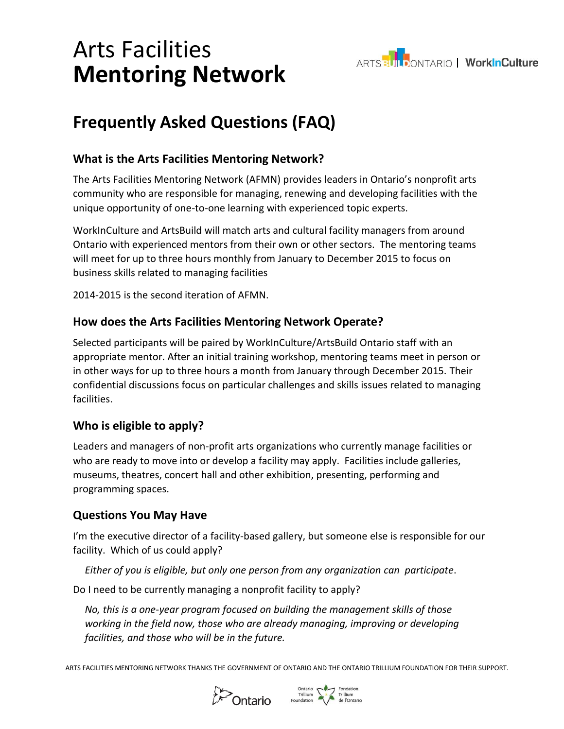# Arts Facilities
# **Mentoring Network**

## Frequently Asked Questions (FAQ)

### What is the Arts Facilities Mentoring Network?

The Arts Facilities Mentoring Network (AFMN) provides leaders in Ontario's nonprofit arts community who are responsible for managing, renewing and developing facilities with the unique opportunity of one-to-one learning with experienced topic experts.

WorkInCulture and ArtsBuild will match arts and cultural facility managers from around Ontario with experienced mentors from their own or other sectors. The mentoring teams will meet for up to three hours monthly from January to December 2015 to focus on business skills related to managing facilities

2014-2015 is the second iteration of AFMN.

### How does the Arts Facilities Mentoring Network Operate?

Selected participants will be paired by WorkInCulture/ArtsBuild Ontario staff with an appropriate mentor. After an initial training workshop, mentoring teams meet in person or in other ways for up to three hours a month from January through December 2015. Their confidential discussions focus on particular challenges and skills issues related to managing facilities.

### Who is eligible to apply?

Leaders and managers of non-profit arts organizations who currently manage facilities or who are ready to move into or develop a facility may apply. Facilities include galleries, museums, theatres, concert hall and other exhibition, presenting, performing and programming spaces.

### Questions You May Have

I'm the executive director of a facility-based gallery, but someone else is responsible for our facility. Which of us could apply?

*Either of you is eligible, but only one person from any organization can participate*.

Do I need to be currently managing a nonprofit facility to apply?

*No, this is a one-year program focused on building the management skills of those working in the field now, those who are already managing, improving or developing facilities, and those who will be in the future.*

ARTS FACILITIES MENTORING NETWORK THANKS THE GOVERNMENT OF ONTARIO AND THE ONTARIO TRILLIUM FOUNDATION FOR THEIR SUPPORT.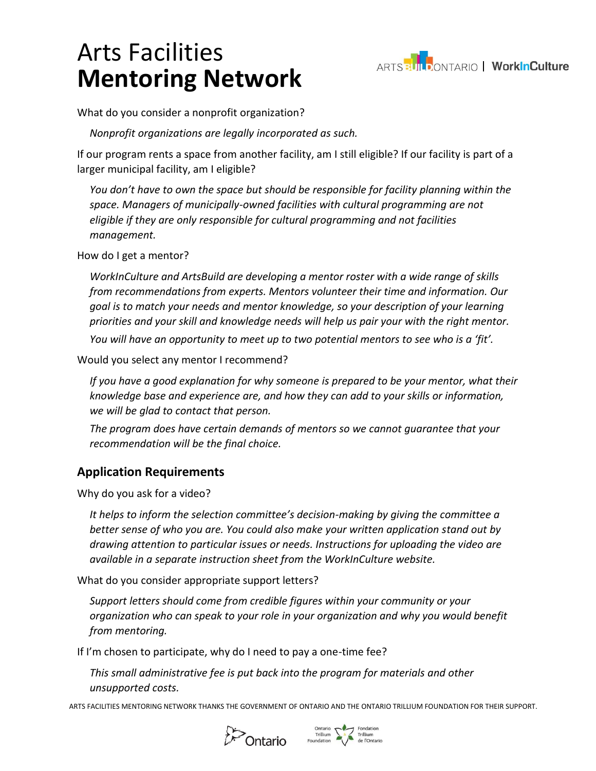# Arts Facilities **Mentoring Network**

What do you consider a nonprofit organization?

*Nonprofit organizations are legally incorporated as such.*

If our program rents a space from another facility, am I still eligible? If our facility is part of a larger municipal facility, am I eligible?

*You don't have to own the space but should be responsible for facility planning within the space. Managers of municipally-owned facilities with cultural programming are not eligible if they are only responsible for cultural programming and not facilities management.*

How do I get a mentor?

*WorkInCulture and ArtsBuild are developing a mentor roster with a wide range of skills from recommendations from experts. Mentors volunteer their time and information. Our goal is to match your needs and mentor knowledge, so your description of your learning priorities and your skill and knowledge needs will help us pair your with the right mentor.*

*You will have an opportunity to meet up to two potential mentors to see who is a 'fit'.*

Would you select any mentor I recommend?

*If you have a good explanation for why someone is prepared to be your mentor, what their knowledge base and experience are, and how they can add to your skills or information, we will be glad to contact that person.*

*The program does have certain demands of mentors so we cannot guarantee that your recommendation will be the final choice.*

## Application Requirements

Why do you ask for a video?

*It helps to inform the selection committee's decision-making by giving the committee a better sense of who you are. You could also make your written application stand out by drawing attention to particular issues or needs. Instructions for uploading the video are available in a separate instruction sheet from the WorkInCulture website.*

What do you consider appropriate support letters?

*Support letters should come from credible figures within your community or your organization who can speak to your role in your organization and why you would benefit from mentoring.*

If I'm chosen to participate, why do I need to pay a one-time fee?

*This small administrative fee is put back into the program for materials and other unsupported costs.*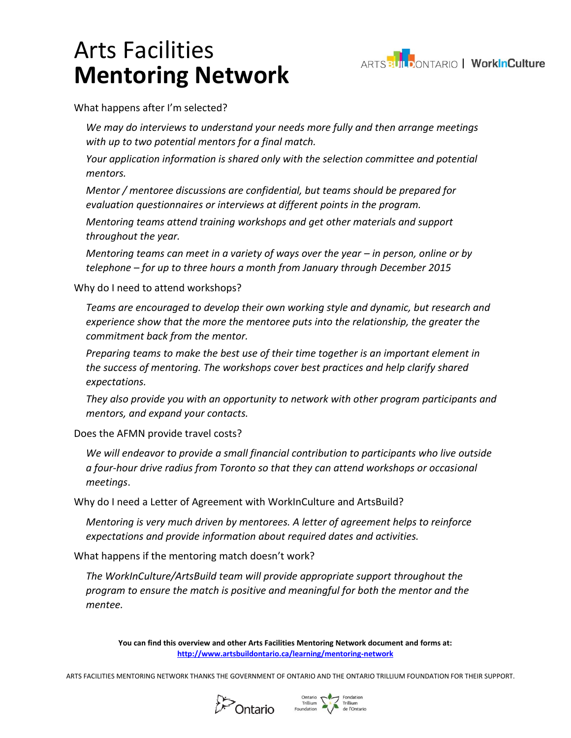# Arts Facilities **Mentoring Network**

What happens after I'm selected?

*We may do interviews to understand your needs more fully and then arrange meetings with up to two potential mentors for a final match.*

*Your application information is shared only with the selection committee and potential mentors.*

*Mentor / mentoree discussions are confidential, but teams should be prepared for evaluation questionnaires or interviews at different points in the program.*

*Mentoring teams attend training workshops and get other materials and support throughout the year.*

*Mentoring teams can meet in a variety of ways over the year – in person, online or by telephone – for up to three hours a month from January through December 2015*

Why do I need to attend workshops?

*Teams are encouraged to develop their own working style and dynamic, but research and experience show that the more the mentoree puts into the relationship, the greater the commitment back from the mentor.*

*Preparing teams to make the best use of their time together is an important element in the success of mentoring. The workshops cover best practices and help clarify shared expectations.*

*They also provide you with an opportunity to network with other program participants and mentors, and expand your contacts.*

Does the AFMN provide travel costs?

*We will endeavor to provide a small financial contribution to participants who live outside a four-hour drive radius from Toronto so that they can attend workshops or occasional meetings*.

Why do I need a Letter of Agreement with WorkInCulture and ArtsBuild?

*Mentoring is very much driven by mentorees. A letter of agreement helps to reinforce expectations and provide information about required dates and activities.*

What happens if the mentoring match doesn't work?

*The WorkInCulture/ArtsBuild team will provide appropriate support throughout the program to ensure the match is positive and meaningful for both the mentor and the mentee.*

**You can find this overview and other Arts Facilities Mentoring Network document and forms at:**
**http://www.artsbuildontario.ca/learning/mentoring-network**

ARTS FACILITIES MENTORING NETWORK THANKS THE GOVERNMENT OF ONTARIO AND THE ONTARIO TRILLIUM FOUNDATION FOR THEIR SUPPORT.